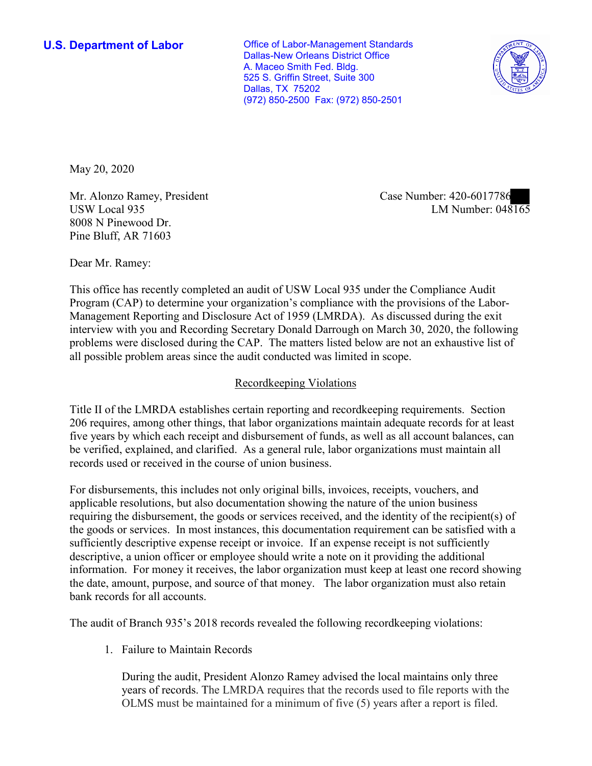**U.S. Department of Labor**

Office of Labor-Management Standards
Dallas-New Orleans District Office
A. Maceo Smith Fed. Bldg.
525 S. Griffin Street, Suite 300
Dallas, TX 75202
(972) 850-2500 Fax: (972) 850-2501

May 20, 2020

Mr. Alonzo Ramey, President
USW Local 935
8008 N Pinewood Dr.
Pine Bluff, AR 71603

Case Number: 420-6017786
LM Number: 048165

Dear Mr. Ramey:

This office has recently completed an audit of USW Local 935 under the Compliance Audit Program (CAP) to determine your organization's compliance with the provisions of the Labor-Management Reporting and Disclosure Act of 1959 (LMRDA). As discussed during the exit interview with you and Recording Secretary Donald Darrough on March 30, 2020, the following problems were disclosed during the CAP. The matters listed below are not an exhaustive list of all possible problem areas since the audit conducted was limited in scope.

## Recordkeeping Violations

Title II of the LMRDA establishes certain reporting and recordkeeping requirements. Section 206 requires, among other things, that labor organizations maintain adequate records for at least five years by which each receipt and disbursement of funds, as well as all account balances, can be verified, explained, and clarified. As a general rule, labor organizations must maintain all records used or received in the course of union business.

For disbursements, this includes not only original bills, invoices, receipts, vouchers, and applicable resolutions, but also documentation showing the nature of the union business requiring the disbursement, the goods or services received, and the identity of the recipient(s) of the goods or services. In most instances, this documentation requirement can be satisfied with a sufficiently descriptive expense receipt or invoice. If an expense receipt is not sufficiently descriptive, a union officer or employee should write a note on it providing the additional information. For money it receives, the labor organization must keep at least one record showing the date, amount, purpose, and source of that money. The labor organization must also retain bank records for all accounts.

The audit of Branch 935's 2018 records revealed the following recordkeeping violations:

1. Failure to Maintain Records

   During the audit, President Alonzo Ramey advised the local maintains only three years of records. The LMRDA requires that the records used to file reports with the OLMS must be maintained for a minimum of five (5) years after a report is filed.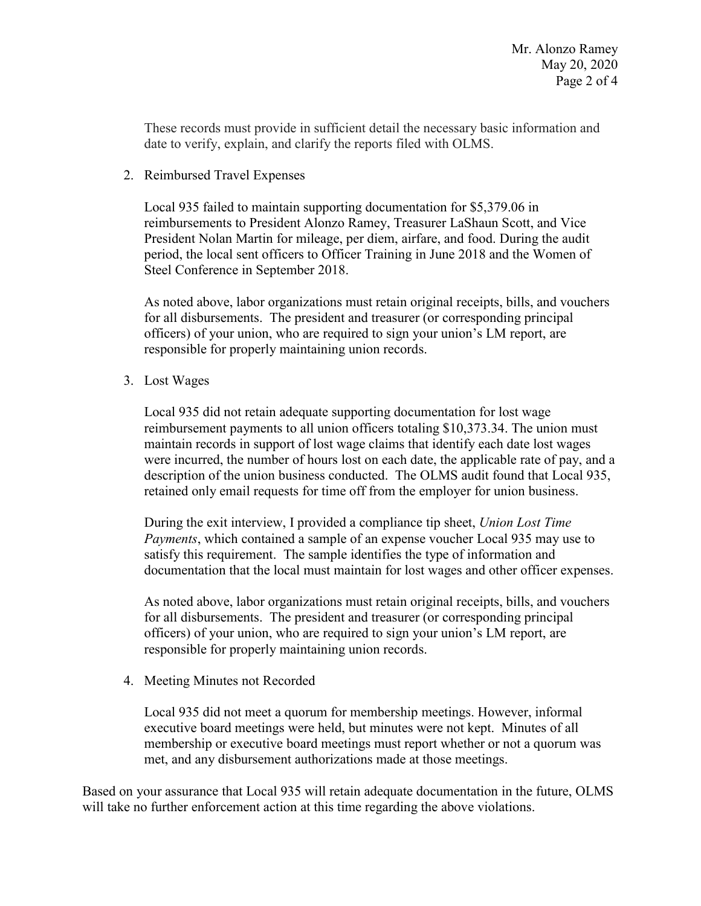These records must provide in sufficient detail the necessary basic information and date to verify, explain, and clarify the reports filed with OLMS.

2. Reimbursed Travel Expenses

   Local 935 failed to maintain supporting documentation for $5,379.06 in reimbursements to President Alonzo Ramey, Treasurer LaShaun Scott, and Vice President Nolan Martin for mileage, per diem, airfare, and food. During the audit period, the local sent officers to Officer Training in June 2018 and the Women of Steel Conference in September 2018.

   As noted above, labor organizations must retain original receipts, bills, and vouchers for all disbursements. The president and treasurer (or corresponding principal officers) of your union, who are required to sign your union's LM report, are responsible for properly maintaining union records.

3. Lost Wages

   Local 935 did not retain adequate supporting documentation for lost wage reimbursement payments to all union officers totaling $10,373.34. The union must maintain records in support of lost wage claims that identify each date lost wages were incurred, the number of hours lost on each date, the applicable rate of pay, and a description of the union business conducted. The OLMS audit found that Local 935, retained only email requests for time off from the employer for union business.

   During the exit interview, I provided a compliance tip sheet, *Union Lost Time Payments*, which contained a sample of an expense voucher Local 935 may use to satisfy this requirement. The sample identifies the type of information and documentation that the local must maintain for lost wages and other officer expenses.

   As noted above, labor organizations must retain original receipts, bills, and vouchers for all disbursements. The president and treasurer (or corresponding principal officers) of your union, who are required to sign your union's LM report, are responsible for properly maintaining union records.

4. Meeting Minutes not Recorded

   Local 935 did not meet a quorum for membership meetings. However, informal executive board meetings were held, but minutes were not kept. Minutes of all membership or executive board meetings must report whether or not a quorum was met, and any disbursement authorizations made at those meetings.

Based on your assurance that Local 935 will retain adequate documentation in the future, OLMS will take no further enforcement action at this time regarding the above violations.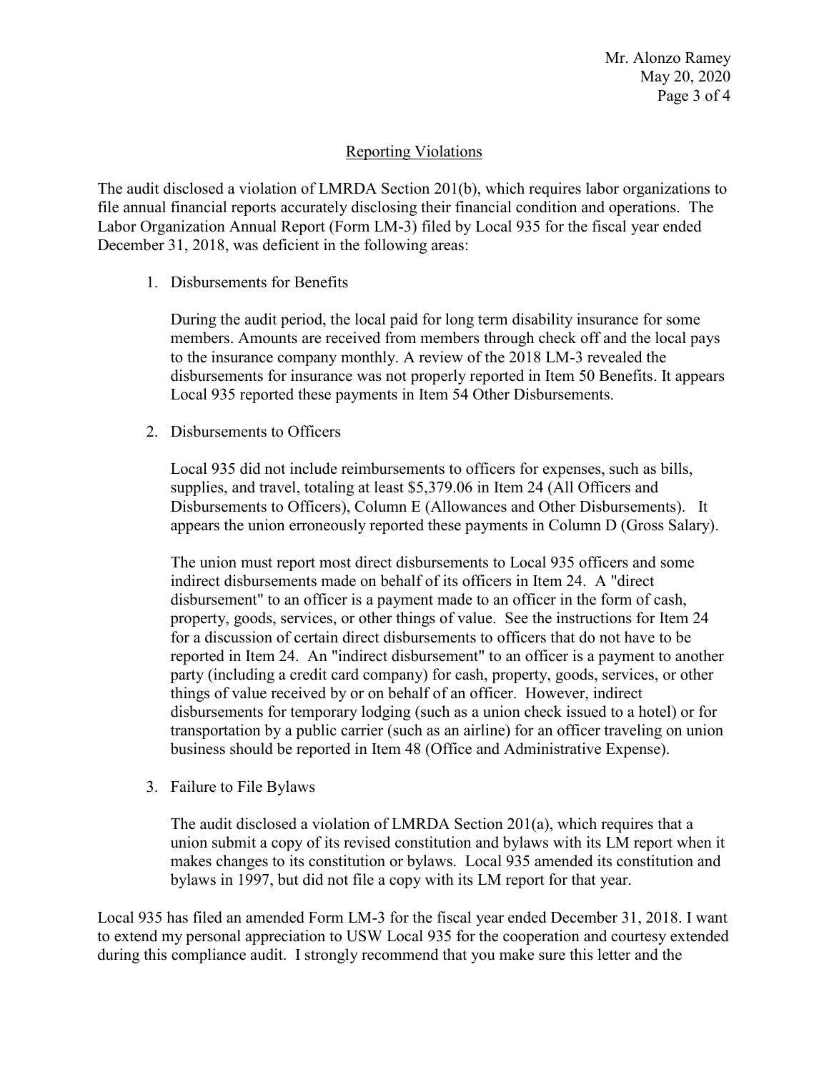## Reporting Violations

The audit disclosed a violation of LMRDA Section 201(b), which requires labor organizations to file annual financial reports accurately disclosing their financial condition and operations. The Labor Organization Annual Report (Form LM-3) filed by Local 935 for the fiscal year ended December 31, 2018, was deficient in the following areas:

1. Disbursements for Benefits

   During the audit period, the local paid for long term disability insurance for some members. Amounts are received from members through check off and the local pays to the insurance company monthly. A review of the 2018 LM-3 revealed the disbursements for insurance was not properly reported in Item 50 Benefits. It appears Local 935 reported these payments in Item 54 Other Disbursements.

2. Disbursements to Officers

   Local 935 did not include reimbursements to officers for expenses, such as bills, supplies, and travel, totaling at least $5,379.06 in Item 24 (All Officers and Disbursements to Officers), Column E (Allowances and Other Disbursements). It appears the union erroneously reported these payments in Column D (Gross Salary).

   The union must report most direct disbursements to Local 935 officers and some indirect disbursements made on behalf of its officers in Item 24. A "direct disbursement" to an officer is a payment made to an officer in the form of cash, property, goods, services, or other things of value. See the instructions for Item 24 for a discussion of certain direct disbursements to officers that do not have to be reported in Item 24. An "indirect disbursement" to an officer is a payment to another party (including a credit card company) for cash, property, goods, services, or other things of value received by or on behalf of an officer. However, indirect disbursements for temporary lodging (such as a union check issued to a hotel) or for transportation by a public carrier (such as an airline) for an officer traveling on union business should be reported in Item 48 (Office and Administrative Expense).

3. Failure to File Bylaws

   The audit disclosed a violation of LMRDA Section 201(a), which requires that a union submit a copy of its revised constitution and bylaws with its LM report when it makes changes to its constitution or bylaws. Local 935 amended its constitution and bylaws in 1997, but did not file a copy with its LM report for that year.

Local 935 has filed an amended Form LM-3 for the fiscal year ended December 31, 2018. I want to extend my personal appreciation to USW Local 935 for the cooperation and courtesy extended during this compliance audit. I strongly recommend that you make sure this letter and the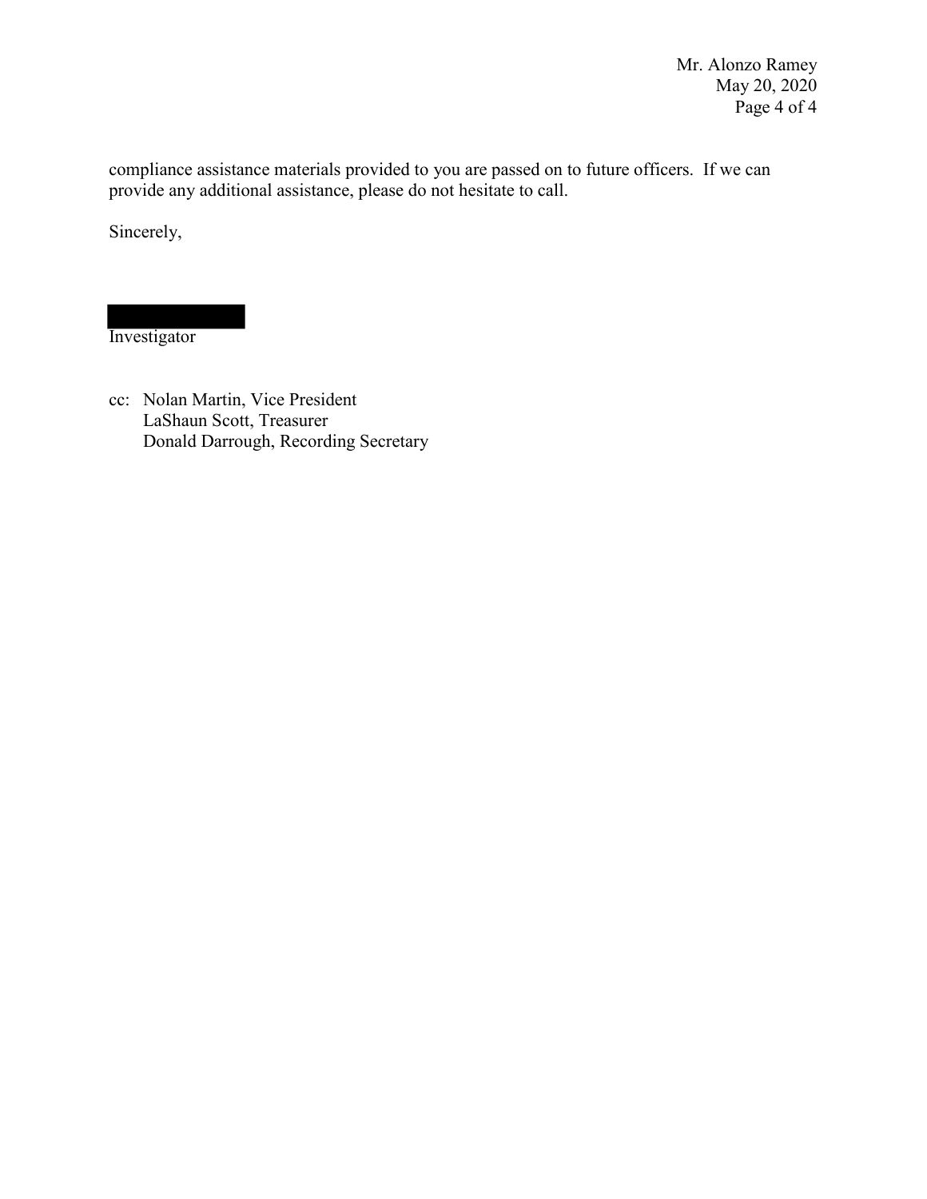compliance assistance materials provided to you are passed on to future officers. If we can provide any additional assistance, please do not hesitate to call.

Sincerely,

Investigator

cc: Nolan Martin, Vice President
LaShaun Scott, Treasurer
Donald Darrough, Recording Secretary